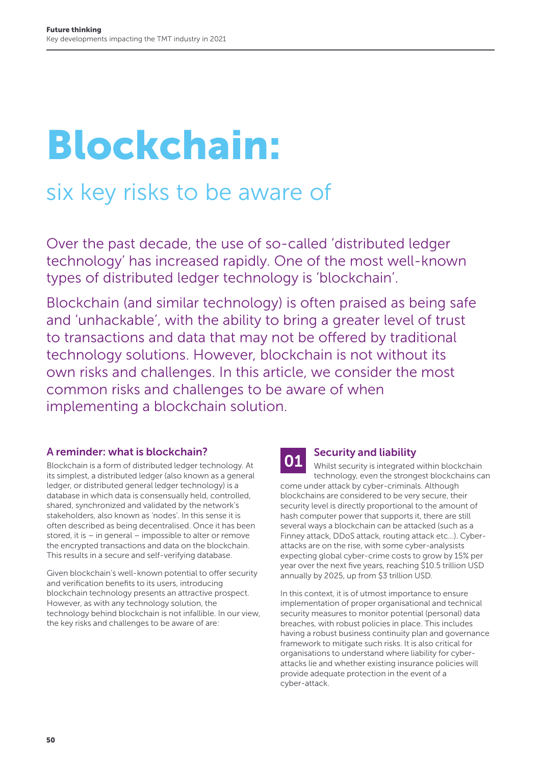# Blockchain:

## six key risks to be aware of

Over the past decade, the use of so-called 'distributed ledger technology' has increased rapidly. One of the most well-known types of distributed ledger technology is 'blockchain'.

Blockchain (and similar technology) is often praised as being safe and 'unhackable', with the ability to bring a greater level of trust to transactions and data that may not be offered by traditional technology solutions. However, blockchain is not without its own risks and challenges. In this article, we consider the most common risks and challenges to be aware of when implementing a blockchain solution.

### A reminder: what is blockchain?

Blockchain is a form of distributed ledger technology. At its simplest, a distributed ledger (also known as a general ledger, or distributed general ledger technology) is a database in which data is consensually held, controlled, shared, synchronized and validated by the network's stakeholders, also known as 'nodes'. In this sense it is often described as being decentralised. Once it has been stored, it is – in general – impossible to alter or remove the encrypted transactions and data on the blockchain. This results in a secure and self-verifying database.

Given blockchain's well-known potential to offer security and verification benefits to its users, introducing blockchain technology presents an attractive prospect. However, as with any technology solution, the technology behind blockchain is not infallible. In our view, the key risks and challenges to be aware of are:

### 01 Security and liability

Whilst security is integrated within blockchain technology, even the strongest blockchains can come under attack by cyber-criminals. Although blockchains are considered to be very secure, their security level is directly proportional to the amount of hash computer power that supports it, there are still several ways a blockchain can be attacked (such as a Finney attack, DDoS attack, routing attack etc...). Cyber-attacks are on the rise, with some cyber-analysists expecting global cyber-crime costs to grow by 15% per year over the next five years, reaching $10.5 trillion USD annually by 2025, up from $3 trillion USD.

In this context, it is of utmost importance to ensure implementation of proper organisational and technical security measures to monitor potential (personal) data breaches, with robust policies in place. This includes having a robust business continuity plan and governance framework to mitigate such risks. It is also critical for organisations to understand where liability for cyber-attacks lie and whether existing insurance policies will provide adequate protection in the event of a cyber-attack.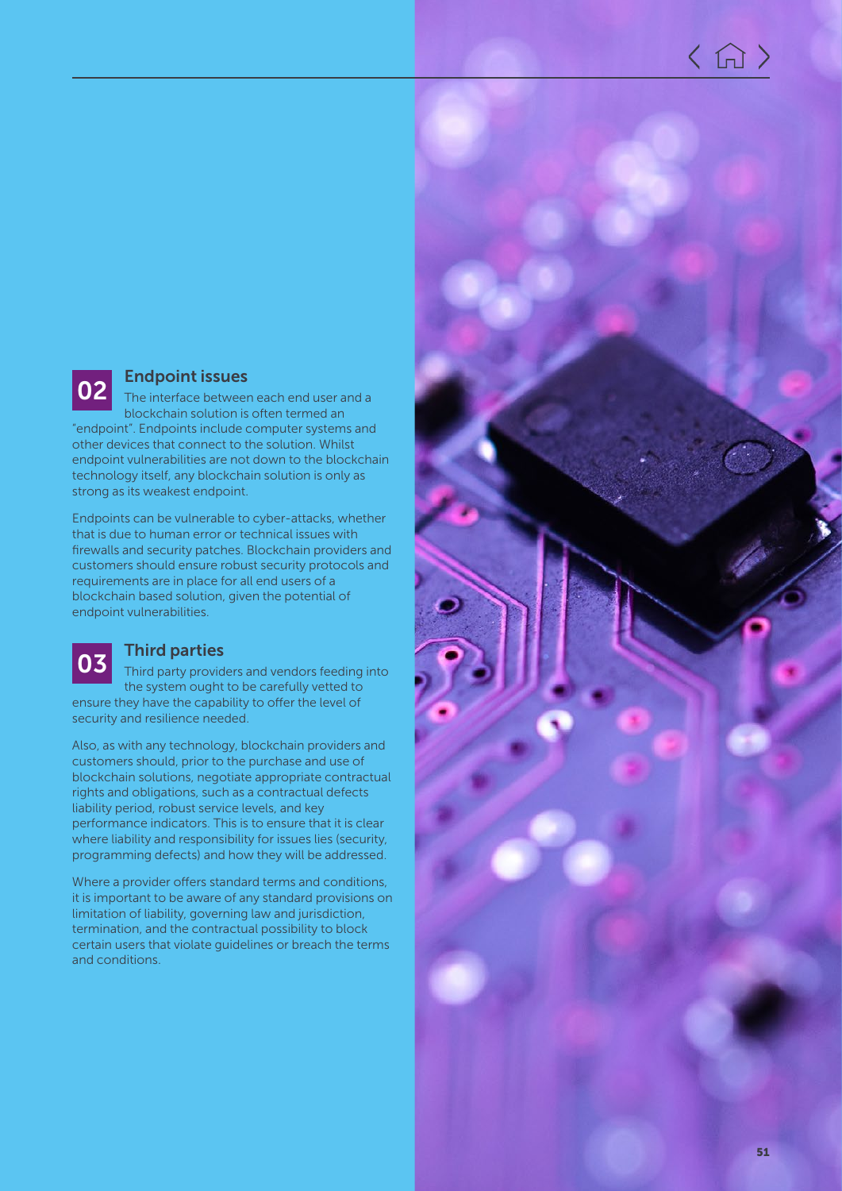## 02 Endpoint issues

The interface between each end user and a blockchain solution is often termed an "endpoint". Endpoints include computer systems and other devices that connect to the solution. Whilst endpoint vulnerabilities are not down to the blockchain technology itself, any blockchain solution is only as strong as its weakest endpoint.

Endpoints can be vulnerable to cyber-attacks, whether that is due to human error or technical issues with firewalls and security patches. Blockchain providers and customers should ensure robust security protocols and requirements are in place for all end users of a blockchain based solution, given the potential of endpoint vulnerabilities.

## 03 Third parties

Third party providers and vendors feeding into the system ought to be carefully vetted to ensure they have the capability to offer the level of security and resilience needed.

Also, as with any technology, blockchain providers and customers should, prior to the purchase and use of blockchain solutions, negotiate appropriate contractual rights and obligations, such as a contractual defects liability period, robust service levels, and key performance indicators. This is to ensure that it is clear where liability and responsibility for issues lies (security, programming defects) and how they will be addressed.

Where a provider offers standard terms and conditions, it is important to be aware of any standard provisions on limitation of liability, governing law and jurisdiction, termination, and the contractual possibility to block certain users that violate guidelines or breach the terms and conditions.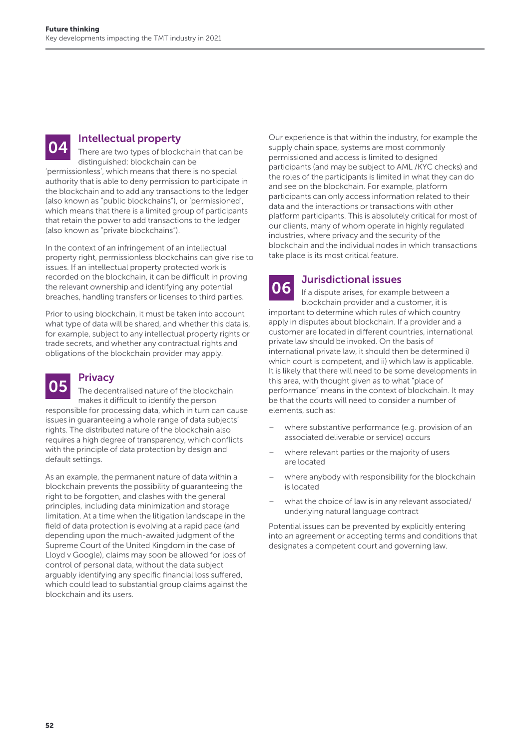## 04 Intellectual property

There are two types of blockchain that can be distinguished: blockchain can be 'permissionless', which means that there is no special authority that is able to deny permission to participate in the blockchain and to add any transactions to the ledger (also known as "public blockchains"), or 'permissioned', which means that there is a limited group of participants that retain the power to add transactions to the ledger (also known as "private blockchains").

In the context of an infringement of an intellectual property right, permissionless blockchains can give rise to issues. If an intellectual property protected work is recorded on the blockchain, it can be difficult in proving the relevant ownership and identifying any potential breaches, handling transfers or licenses to third parties.

Prior to using blockchain, it must be taken into account what type of data will be shared, and whether this data is, for example, subject to any intellectual property rights or trade secrets, and whether any contractual rights and obligations of the blockchain provider may apply.

## 05 Privacy

The decentralised nature of the blockchain makes it difficult to identify the person responsible for processing data, which in turn can cause issues in guaranteeing a whole range of data subjects' rights. The distributed nature of the blockchain also requires a high degree of transparency, which conflicts with the principle of data protection by design and default settings.

As an example, the permanent nature of data within a blockchain prevents the possibility of guaranteeing the right to be forgotten, and clashes with the general principles, including data minimization and storage limitation. At a time when the litigation landscape in the field of data protection is evolving at a rapid pace (and depending upon the much-awaited judgment of the Supreme Court of the United Kingdom in the case of Lloyd v Google), claims may soon be allowed for loss of control of personal data, without the data subject arguably identifying any specific financial loss suffered, which could lead to substantial group claims against the blockchain and its users.

Our experience is that within the industry, for example the supply chain space, systems are most commonly permissioned and access is limited to designed participants (and may be subject to AML /KYC checks) and the roles of the participants is limited in what they can do and see on the blockchain. For example, platform participants can only access information related to their data and the interactions or transactions with other platform participants. This is absolutely critical for most of our clients, many of whom operate in highly regulated industries, where privacy and the security of the blockchain and the individual nodes in which transactions take place is its most critical feature.

## 06 Jurisdictional issues

If a dispute arises, for example between a blockchain provider and a customer, it is important to determine which rules of which country apply in disputes about blockchain. If a provider and a customer are located in different countries, international private law should be invoked. On the basis of international private law, it should then be determined i) which court is competent, and ii) which law is applicable. It is likely that there will need to be some developments in this area, with thought given as to what "place of performance" means in the context of blockchain. It may be that the courts will need to consider a number of elements, such as:

- where substantive performance (e.g. provision of an associated deliverable or service) occurs
- where relevant parties or the majority of users are located
- where anybody with responsibility for the blockchain is located
- what the choice of law is in any relevant associated/underlying natural language contract

Potential issues can be prevented by explicitly entering into an agreement or accepting terms and conditions that designates a competent court and governing law.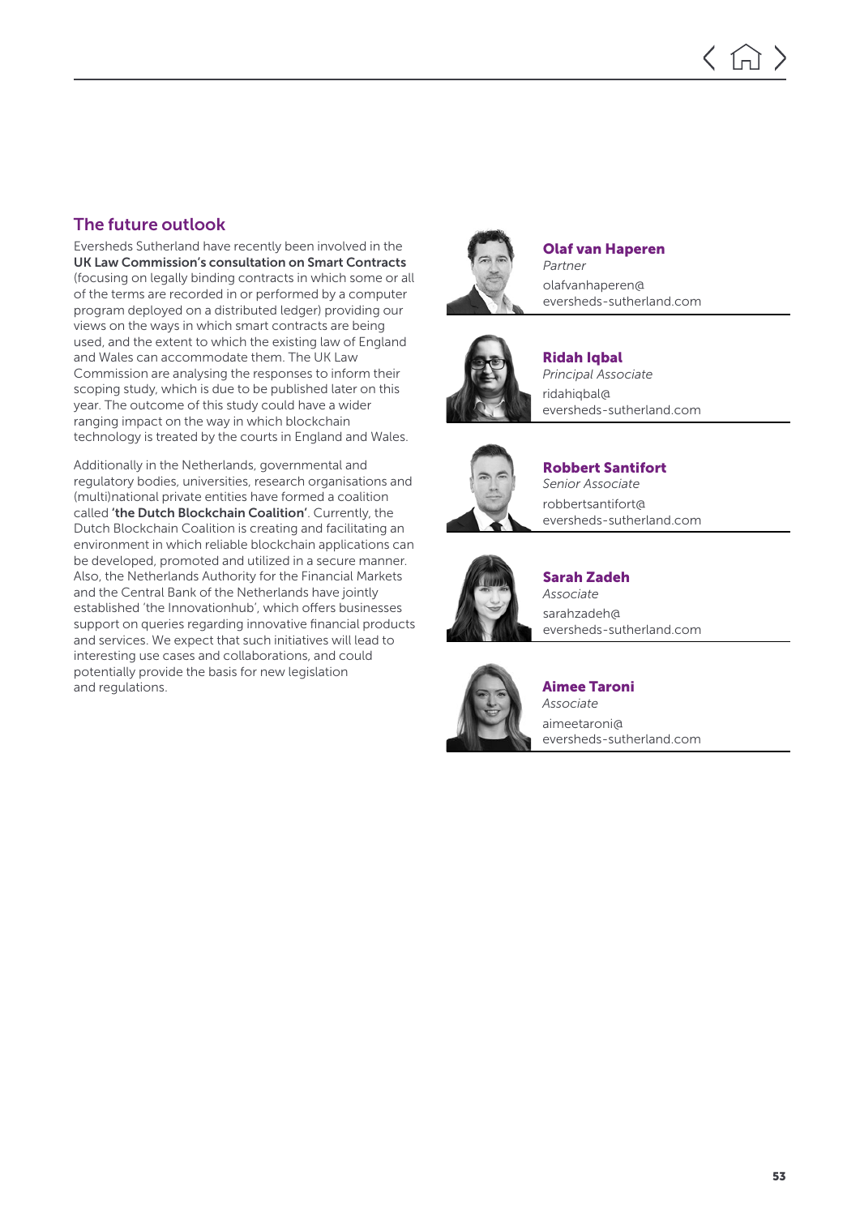## The future outlook

Eversheds Sutherland have recently been involved in the **UK Law Commission's consultation on Smart Contracts** (focusing on legally binding contracts in which some or all of the terms are recorded in or performed by a computer program deployed on a distributed ledger) providing our views on the ways in which smart contracts are being used, and the extent to which the existing law of England and Wales can accommodate them. The UK Law Commission are analysing the responses to inform their scoping study, which is due to be published later on this year. The outcome of this study could have a wider ranging impact on the way in which blockchain technology is treated by the courts in England and Wales.

Additionally in the Netherlands, governmental and regulatory bodies, universities, research organisations and (multi)national private entities have formed a coalition called **'the Dutch Blockchain Coalition'**. Currently, the Dutch Blockchain Coalition is creating and facilitating an environment in which reliable blockchain applications can be developed, promoted and utilized in a secure manner. Also, the Netherlands Authority for the Financial Markets and the Central Bank of the Netherlands have jointly established 'the Innovationhub', which offers businesses support on queries regarding innovative financial products and services. We expect that such initiatives will lead to interesting use cases and collaborations, and could potentially provide the basis for new legislation and regulations.

**Olaf van Haperen**
*Partner*
olafvanhaperen@eversheds-sutherland.com

**Ridah Iqbal**
*Principal Associate*
ridahiqbal@eversheds-sutherland.com

**Robbert Santifort**
*Senior Associate*
robbertsantifort@eversheds-sutherland.com

**Sarah Zadeh**
*Associate*
sarahzadeh@eversheds-sutherland.com

**Aimee Taroni**
*Associate*
aimeetaroni@eversheds-sutherland.com